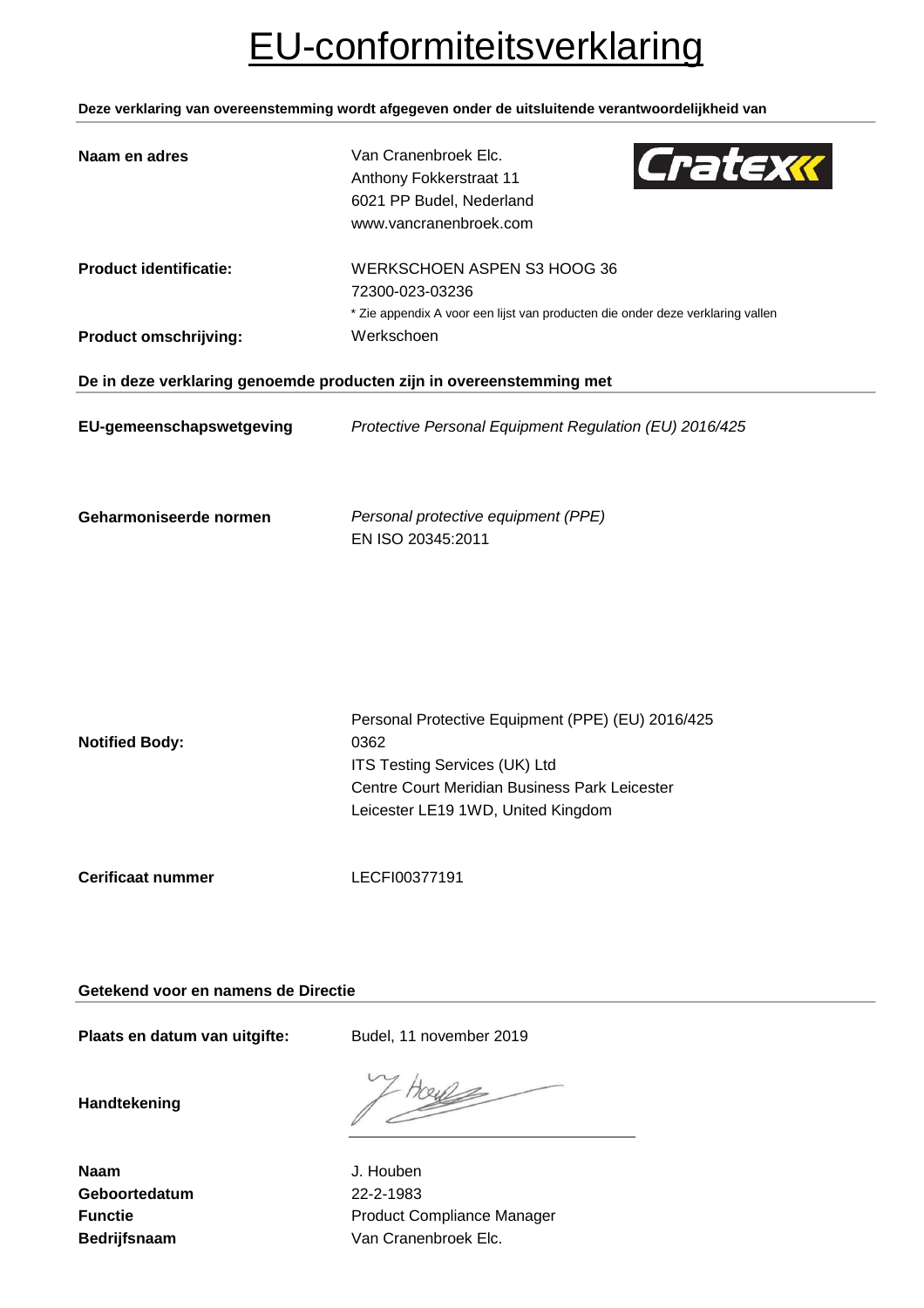# EU-conformiteitsverklaring

**Deze verklaring van overeenstemming wordt afgegeven onder de uitsluitende verantwoordelijkheid van**

| | |
|---|---|
| **Naam en adres** | Van Cranenbroek Elc.<br>Anthony Fokkerstraat 11<br>6021 PP Budel, Nederland<br>www.vancranenbroek.com |
| **Product identificatie:** | WERKSCHOEN ASPEN S3 HOOG 36<br>72300-023-03236<br>* Zie appendix A voor een lijst van producten die onder deze verklaring vallen |
| **Product omschrijving:** | Werkschoen |

**De in deze verklaring genoemde producten zijn in overeenstemming met**

| | |
|---|---|
| **EU-gemeenschapswetgeving** | *Protective Personal Equipment Regulation (EU) 2016/425* |
| **Geharmoniseerde normen** | *Personal protective equipment (PPE)*<br>EN ISO 20345:2011 |
| **Notified Body:** | Personal Protective Equipment (PPE) (EU) 2016/425<br>0362<br>ITS Testing Services (UK) Ltd<br>Centre Court Meridian Business Park Leicester<br>Leicester LE19 1WD, United Kingdom |
| **Cerificaat nummer** | LECFI00377191 |

**Getekend voor en namens de Directie**

| | |
|---|---|
| **Plaats en datum van uitgifte:** | Budel, 11 november 2019 |
| **Handtekening** | |
| **Naam** | J. Houben |
| **Geboortedatum** | 22-2-1983 |
| **Functie** | Product Compliance Manager |
| **Bedrijfsnaam** | Van Cranenbroek Elc. |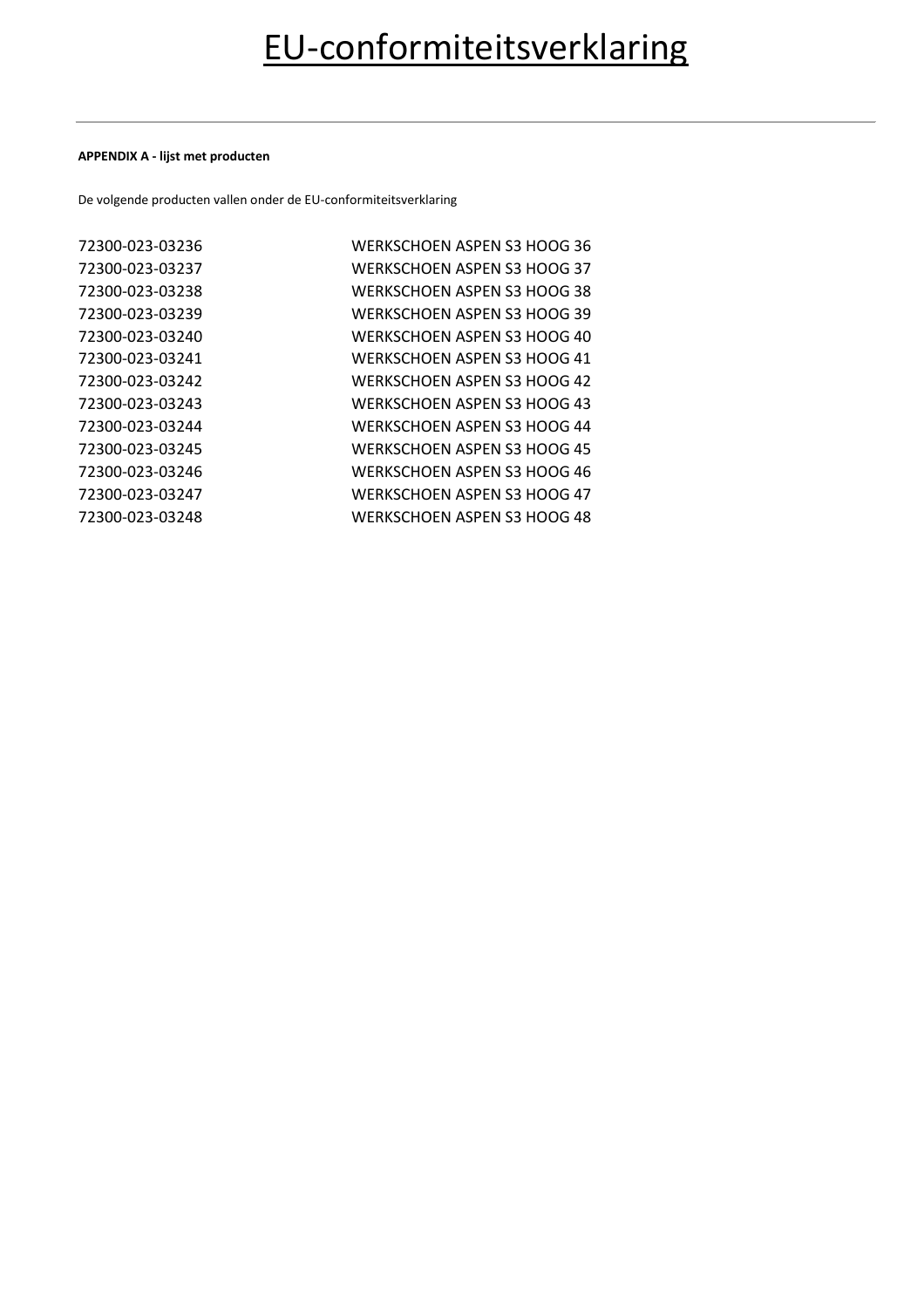# EU-conformiteitsverklaring

**APPENDIX A - lijst met producten**

De volgende producten vallen onder de EU-conformiteitsverklaring

| | |
|---|---|
| 72300-023-03236 | WERKSCHOEN ASPEN S3 HOOG 36 |
| 72300-023-03237 | WERKSCHOEN ASPEN S3 HOOG 37 |
| 72300-023-03238 | WERKSCHOEN ASPEN S3 HOOG 38 |
| 72300-023-03239 | WERKSCHOEN ASPEN S3 HOOG 39 |
| 72300-023-03240 | WERKSCHOEN ASPEN S3 HOOG 40 |
| 72300-023-03241 | WERKSCHOEN ASPEN S3 HOOG 41 |
| 72300-023-03242 | WERKSCHOEN ASPEN S3 HOOG 42 |
| 72300-023-03243 | WERKSCHOEN ASPEN S3 HOOG 43 |
| 72300-023-03244 | WERKSCHOEN ASPEN S3 HOOG 44 |
| 72300-023-03245 | WERKSCHOEN ASPEN S3 HOOG 45 |
| 72300-023-03246 | WERKSCHOEN ASPEN S3 HOOG 46 |
| 72300-023-03247 | WERKSCHOEN ASPEN S3 HOOG 47 |
| 72300-023-03248 | WERKSCHOEN ASPEN S3 HOOG 48 |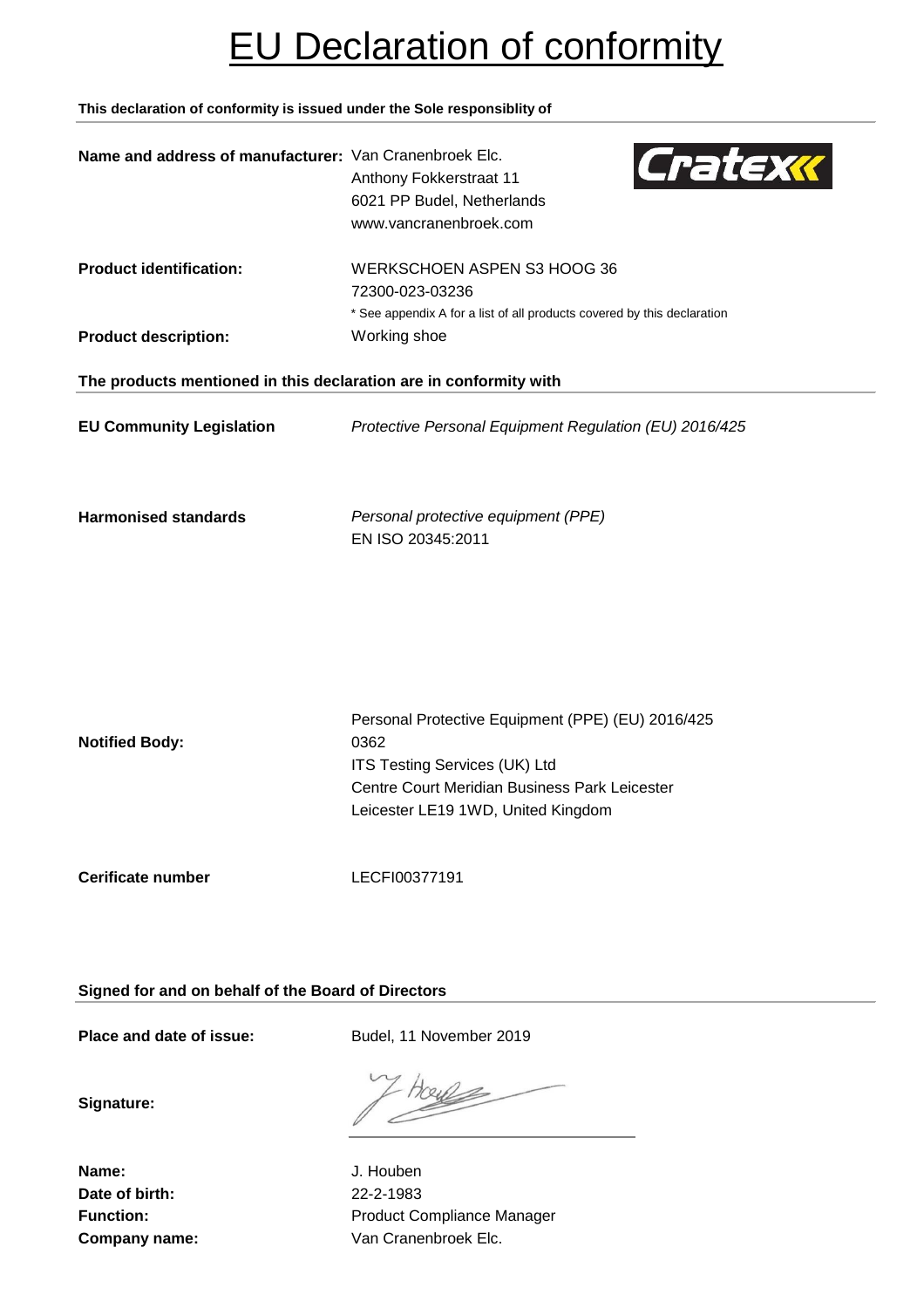# EU Declaration of conformity

**This declaration of conformity is issued under the Sole responsiblity of**

**Name and address of manufacturer:** Van Cranenbroek Elc.
Anthony Fokkerstraat 11
6021 PP Budel, Netherlands
www.vancranenbroek.com

Cratex

**Product identification:** WERKSCHOEN ASPEN S3 HOOG 36
72300-023-03236
* See appendix A for a list of all products covered by this declaration

**Product description:** Working shoe

**The products mentioned in this declaration are in conformity with**

**EU Community Legislation** *Protective Personal Equipment Regulation (EU) 2016/425*

**Harmonised standards** *Personal protective equipment (PPE)*
EN ISO 20345:2011

**Notified Body:**
Personal Protective Equipment (PPE) (EU) 2016/425
0362
ITS Testing Services (UK) Ltd
Centre Court Meridian Business Park Leicester
Leicester LE19 1WD, United Kingdom

**Cerificate number** LECFI00377191

**Signed for and on behalf of the Board of Directors**

**Place and date of issue:** Budel, 11 November 2019

**Signature:**

**Name:** J. Houben
**Date of birth:** 22-2-1983
**Function:** Product Compliance Manager
**Company name:** Van Cranenbroek Elc.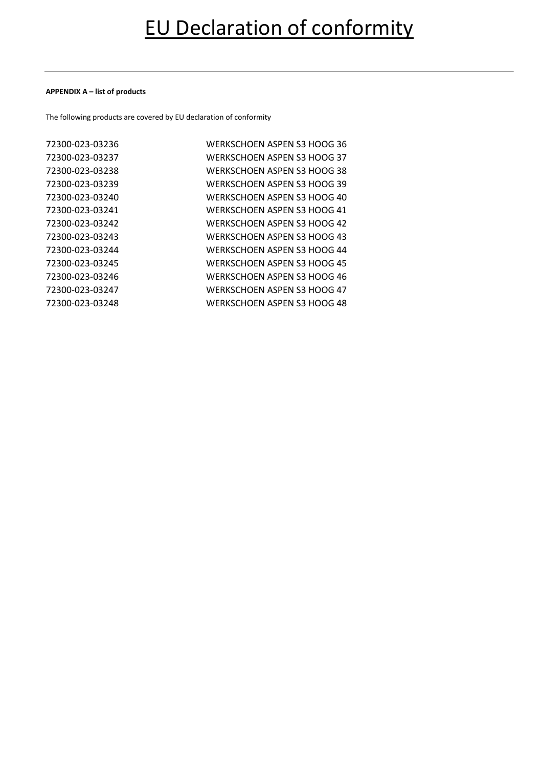# EU Declaration of conformity

**APPENDIX A – list of products**

The following products are covered by EU declaration of conformity

| | |
|---|---|
| 72300-023-03236 | WERKSCHOEN ASPEN S3 HOOG 36 |
| 72300-023-03237 | WERKSCHOEN ASPEN S3 HOOG 37 |
| 72300-023-03238 | WERKSCHOEN ASPEN S3 HOOG 38 |
| 72300-023-03239 | WERKSCHOEN ASPEN S3 HOOG 39 |
| 72300-023-03240 | WERKSCHOEN ASPEN S3 HOOG 40 |
| 72300-023-03241 | WERKSCHOEN ASPEN S3 HOOG 41 |
| 72300-023-03242 | WERKSCHOEN ASPEN S3 HOOG 42 |
| 72300-023-03243 | WERKSCHOEN ASPEN S3 HOOG 43 |
| 72300-023-03244 | WERKSCHOEN ASPEN S3 HOOG 44 |
| 72300-023-03245 | WERKSCHOEN ASPEN S3 HOOG 45 |
| 72300-023-03246 | WERKSCHOEN ASPEN S3 HOOG 46 |
| 72300-023-03247 | WERKSCHOEN ASPEN S3 HOOG 47 |
| 72300-023-03248 | WERKSCHOEN ASPEN S3 HOOG 48 |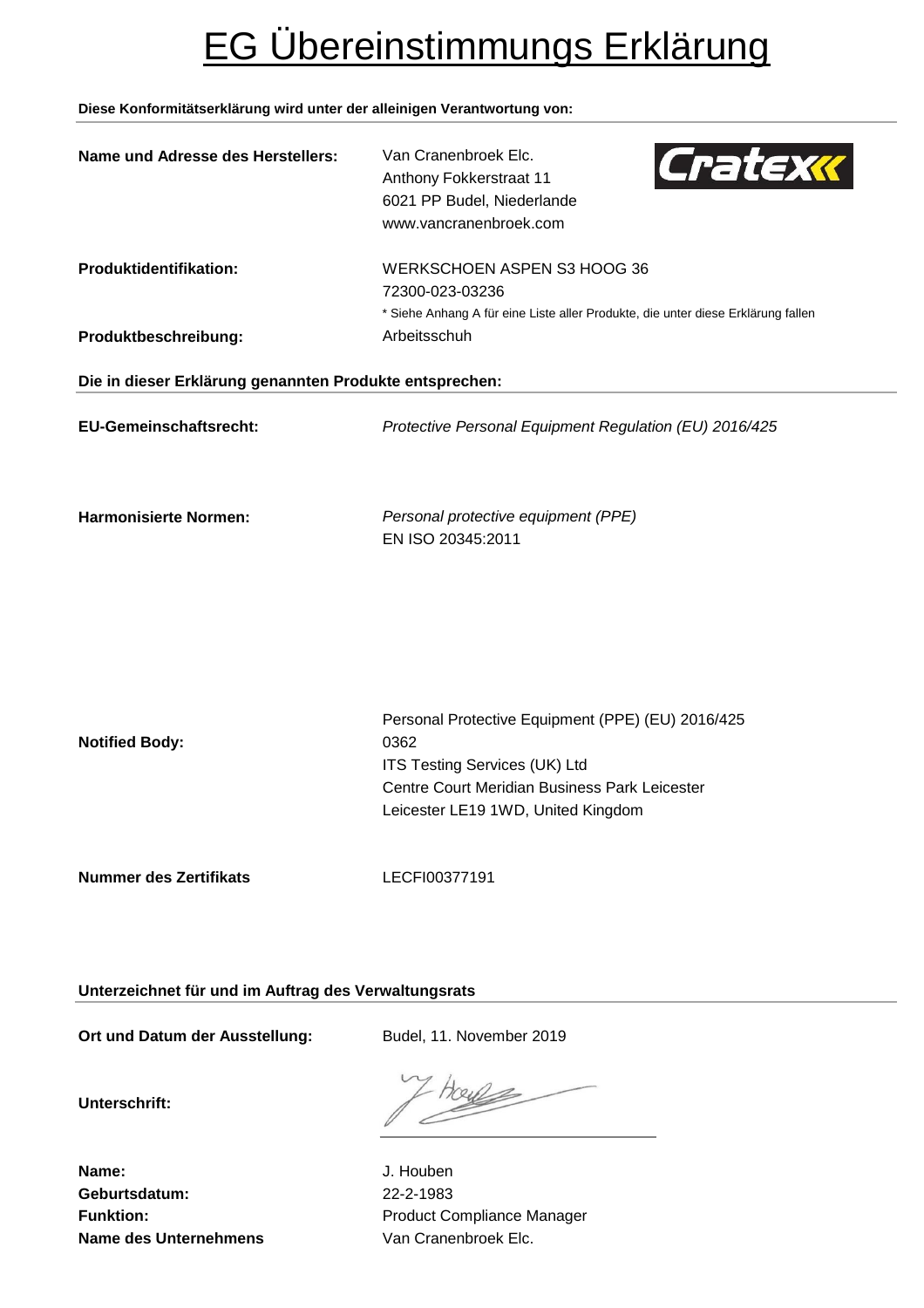# EG Übereinstimmungs Erklärung

**Diese Konformitätserklärung wird unter der alleinigen Verantwortung von:**

**Name und Adresse des Herstellers:** Van Cranenbroek Elc.
Anthony Fokkerstraat 11
6021 PP Budel, Niederlande
www.vancranenbroek.com

Cratex

**Produktidentifikation:** WERKSCHOEN ASPEN S3 HOOG 36
72300-023-03236
* Siehe Anhang A für eine Liste aller Produkte, die unter diese Erklärung fallen

**Produktbeschreibung:** Arbeitsschuh

**Die in dieser Erklärung genannten Produkte entsprechen:**

**EU-Gemeinschaftsrecht:** *Protective Personal Equipment Regulation (EU) 2016/425*

**Harmonisierte Normen:** *Personal protective equipment (PPE)*
EN ISO 20345:2011

**Notified Body:** Personal Protective Equipment (PPE) (EU) 2016/425
0362
ITS Testing Services (UK) Ltd
Centre Court Meridian Business Park Leicester
Leicester LE19 1WD, United Kingdom

**Nummer des Zertifikats** LECFI00377191

**Unterzeichnet für und im Auftrag des Verwaltungsrats**

**Ort und Datum der Ausstellung:** Budel, 11. November 2019

**Unterschrift:**

**Name:** J. Houben
**Geburtsdatum:** 22-2-1983
**Funktion:** Product Compliance Manager
**Name des Unternehmens** Van Cranenbroek Elc.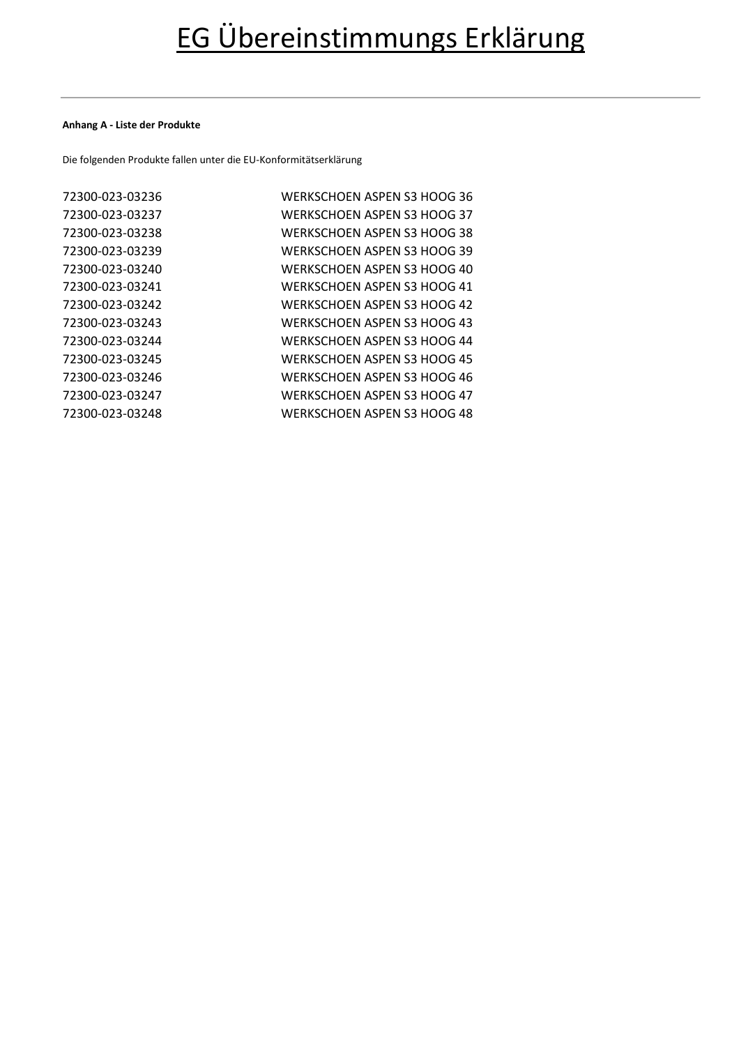# EG Übereinstimmungs Erklärung

---

**Anhang A - Liste der Produkte**

Die folgenden Produkte fallen unter die EU-Konformitätserklärung

| | |
|---|---|
| 72300-023-03236 | WERKSCHOEN ASPEN S3 HOOG 36 |
| 72300-023-03237 | WERKSCHOEN ASPEN S3 HOOG 37 |
| 72300-023-03238 | WERKSCHOEN ASPEN S3 HOOG 38 |
| 72300-023-03239 | WERKSCHOEN ASPEN S3 HOOG 39 |
| 72300-023-03240 | WERKSCHOEN ASPEN S3 HOOG 40 |
| 72300-023-03241 | WERKSCHOEN ASPEN S3 HOOG 41 |
| 72300-023-03242 | WERKSCHOEN ASPEN S3 HOOG 42 |
| 72300-023-03243 | WERKSCHOEN ASPEN S3 HOOG 43 |
| 72300-023-03244 | WERKSCHOEN ASPEN S3 HOOG 44 |
| 72300-023-03245 | WERKSCHOEN ASPEN S3 HOOG 45 |
| 72300-023-03246 | WERKSCHOEN ASPEN S3 HOOG 46 |
| 72300-023-03247 | WERKSCHOEN ASPEN S3 HOOG 47 |
| 72300-023-03248 | WERKSCHOEN ASPEN S3 HOOG 48 |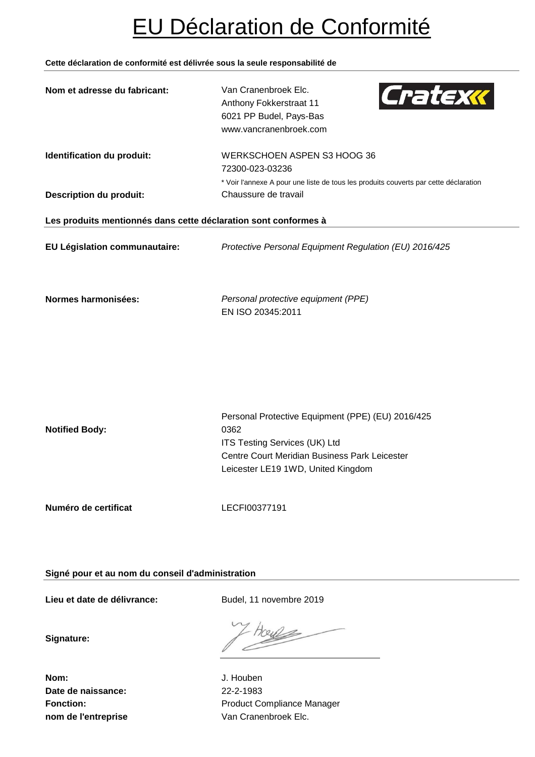# EU Déclaration de Conformité

**Cette déclaration de conformité est délivrée sous la seule responsabilité de**

| | |
|---|---|
| **Nom et adresse du fabricant:** | Van Cranenbroek Elc.<br>Anthony Fokkerstraat 11<br>6021 PP Budel, Pays-Bas<br>www.vancranenbroek.com |
| **Identification du produit:** | WERKSCHOEN ASPEN S3 HOOG 36<br>72300-023-03236<br>* Voir l'annexe A pour une liste de tous les produits couverts par cette déclaration |
| **Description du produit:** | Chaussure de travail |

**Les produits mentionnés dans cette déclaration sont conformes à**

| | |
|---|---|
| **EU Législation communautaire:** | *Protective Personal Equipment Regulation (EU) 2016/425* |
| **Normes harmonisées:** | *Personal protective equipment (PPE)*<br>EN ISO 20345:2011 |
| **Notified Body:** | Personal Protective Equipment (PPE) (EU) 2016/425<br>0362<br>ITS Testing Services (UK) Ltd<br>Centre Court Meridian Business Park Leicester<br>Leicester LE19 1WD, United Kingdom |
| **Numéro de certificat** | LECFI00377191 |

**Signé pour et au nom du conseil d'administration**

| | |
|---|---|
| **Lieu et date de délivrance:** | Budel, 11 novembre 2019 |
| **Signature:** | |
| **Nom:** | J. Houben |
| **Date de naissance:** | 22-2-1983 |
| **Fonction:** | Product Compliance Manager |
| **nom de l'entreprise** | Van Cranenbroek Elc. |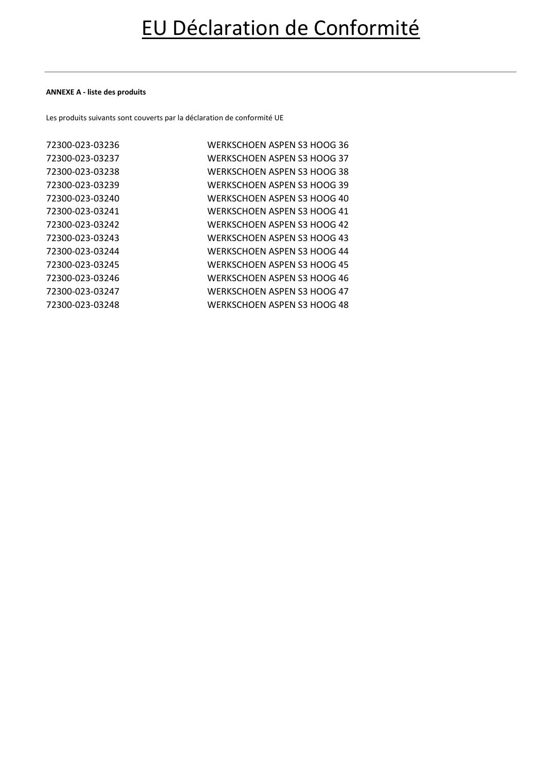# EU Déclaration de Conformité

**ANNEXE A - liste des produits**

Les produits suivants sont couverts par la déclaration de conformité UE

| | |
|---|---|
| 72300-023-03236 | WERKSCHOEN ASPEN S3 HOOG 36 |
| 72300-023-03237 | WERKSCHOEN ASPEN S3 HOOG 37 |
| 72300-023-03238 | WERKSCHOEN ASPEN S3 HOOG 38 |
| 72300-023-03239 | WERKSCHOEN ASPEN S3 HOOG 39 |
| 72300-023-03240 | WERKSCHOEN ASPEN S3 HOOG 40 |
| 72300-023-03241 | WERKSCHOEN ASPEN S3 HOOG 41 |
| 72300-023-03242 | WERKSCHOEN ASPEN S3 HOOG 42 |
| 72300-023-03243 | WERKSCHOEN ASPEN S3 HOOG 43 |
| 72300-023-03244 | WERKSCHOEN ASPEN S3 HOOG 44 |
| 72300-023-03245 | WERKSCHOEN ASPEN S3 HOOG 45 |
| 72300-023-03246 | WERKSCHOEN ASPEN S3 HOOG 46 |
| 72300-023-03247 | WERKSCHOEN ASPEN S3 HOOG 47 |
| 72300-023-03248 | WERKSCHOEN ASPEN S3 HOOG 48 |